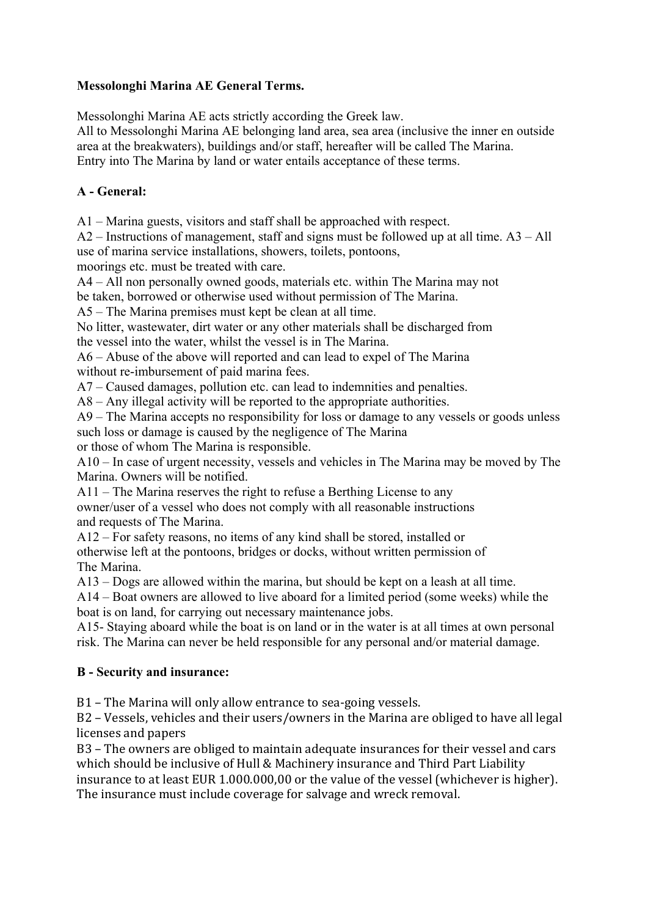**Messolonghi Marina AE General Terms.**

Messolonghi Marina AE acts strictly according the Greek law.
All to Messolonghi Marina AE belonging land area, sea area (inclusive the inner en outside area at the breakwaters), buildings and/or staff, hereafter will be called The Marina.
Entry into The Marina by land or water entails acceptance of these terms.

## A - General:

A1 – Marina guests, visitors and staff shall be approached with respect.
A2 – Instructions of management, staff and signs must be followed up at all time. A3 – All use of marina service installations, showers, toilets, pontoons, moorings etc. must be treated with care.
A4 – All non personally owned goods, materials etc. within The Marina may not be taken, borrowed or otherwise used without permission of The Marina.
A5 – The Marina premises must kept be clean at all time.
No litter, wastewater, dirt water or any other materials shall be discharged from the vessel into the water, whilst the vessel is in The Marina.
A6 – Abuse of the above will reported and can lead to expel of The Marina without re-imbursement of paid marina fees.
A7 – Caused damages, pollution etc. can lead to indemnities and penalties.
A8 – Any illegal activity will be reported to the appropriate authorities.
A9 – The Marina accepts no responsibility for loss or damage to any vessels or goods unless such loss or damage is caused by the negligence of The Marina or those of whom The Marina is responsible.
A10 – In case of urgent necessity, vessels and vehicles in The Marina may be moved by The Marina. Owners will be notified.
A11 – The Marina reserves the right to refuse a Berthing License to any owner/user of a vessel who does not comply with all reasonable instructions and requests of The Marina.
A12 – For safety reasons, no items of any kind shall be stored, installed or otherwise left at the pontoons, bridges or docks, without written permission of The Marina.
A13 – Dogs are allowed within the marina, but should be kept on a leash at all time.
A14 – Boat owners are allowed to live aboard for a limited period (some weeks) while the boat is on land, for carrying out necessary maintenance jobs.
A15- Staying aboard while the boat is on land or in the water is at all times at own personal risk. The Marina can never be held responsible for any personal and/or material damage.

## B - Security and insurance:

B1 – The Marina will only allow entrance to sea-going vessels.
B2 – Vessels, vehicles and their users/owners in the Marina are obliged to have all legal licenses and papers
B3 – The owners are obliged to maintain adequate insurances for their vessel and cars which should be inclusive of Hull & Machinery insurance and Third Part Liability insurance to at least EUR 1.000.000,00 or the value of the vessel (whichever is higher). The insurance must include coverage for salvage and wreck removal.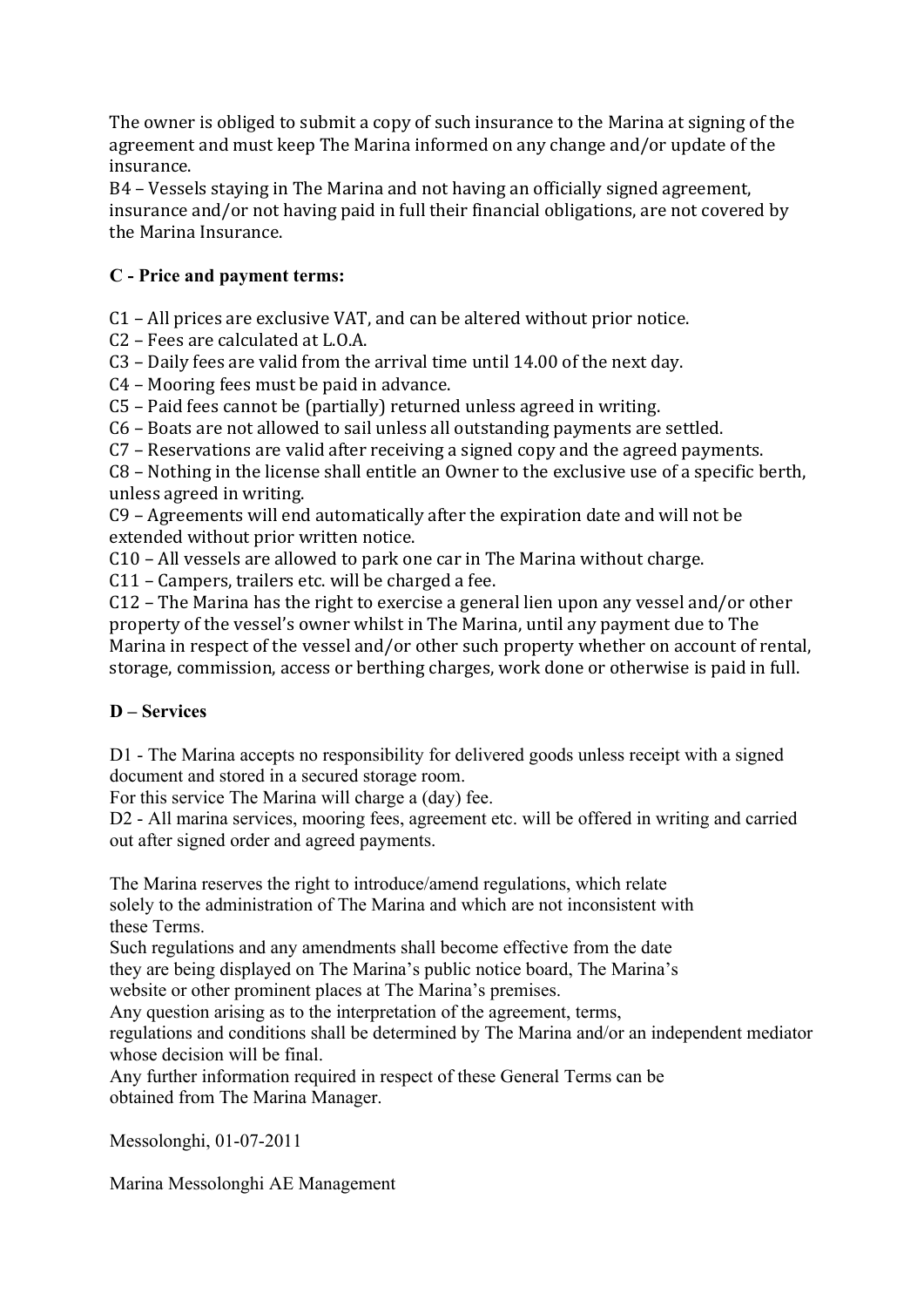The owner is obliged to submit a copy of such insurance to the Marina at signing of the agreement and must keep The Marina informed on any change and/or update of the insurance.
B4 – Vessels staying in The Marina and not having an officially signed agreement, insurance and/or not having paid in full their financial obligations, are not covered by the Marina Insurance.

### C - Price and payment terms:

C1 – All prices are exclusive VAT, and can be altered without prior notice.
C2 – Fees are calculated at L.O.A.
C3 – Daily fees are valid from the arrival time until 14.00 of the next day.
C4 – Mooring fees must be paid in advance.
C5 – Paid fees cannot be (partially) returned unless agreed in writing.
C6 – Boats are not allowed to sail unless all outstanding payments are settled.
C7 – Reservations are valid after receiving a signed copy and the agreed payments.
C8 – Nothing in the license shall entitle an Owner to the exclusive use of a specific berth, unless agreed in writing.
C9 – Agreements will end automatically after the expiration date and will not be extended without prior written notice.
C10 – All vessels are allowed to park one car in The Marina without charge.
C11 – Campers, trailers etc. will be charged a fee.
C12 – The Marina has the right to exercise a general lien upon any vessel and/or other property of the vessel's owner whilst in The Marina, until any payment due to The Marina in respect of the vessel and/or other such property whether on account of rental, storage, commission, access or berthing charges, work done or otherwise is paid in full.

### D – Services

D1 - The Marina accepts no responsibility for delivered goods unless receipt with a signed document and stored in a secured storage room.
For this service The Marina will charge a (day) fee.
D2 - All marina services, mooring fees, agreement etc. will be offered in writing and carried out after signed order and agreed payments.

The Marina reserves the right to introduce/amend regulations, which relate solely to the administration of The Marina and which are not inconsistent with these Terms.
Such regulations and any amendments shall become effective from the date they are being displayed on The Marina's public notice board, The Marina's website or other prominent places at The Marina's premises.
Any question arising as to the interpretation of the agreement, terms, regulations and conditions shall be determined by The Marina and/or an independent mediator whose decision will be final.
Any further information required in respect of these General Terms can be obtained from The Marina Manager.

Messolonghi, 01-07-2011

Marina Messolonghi AE Management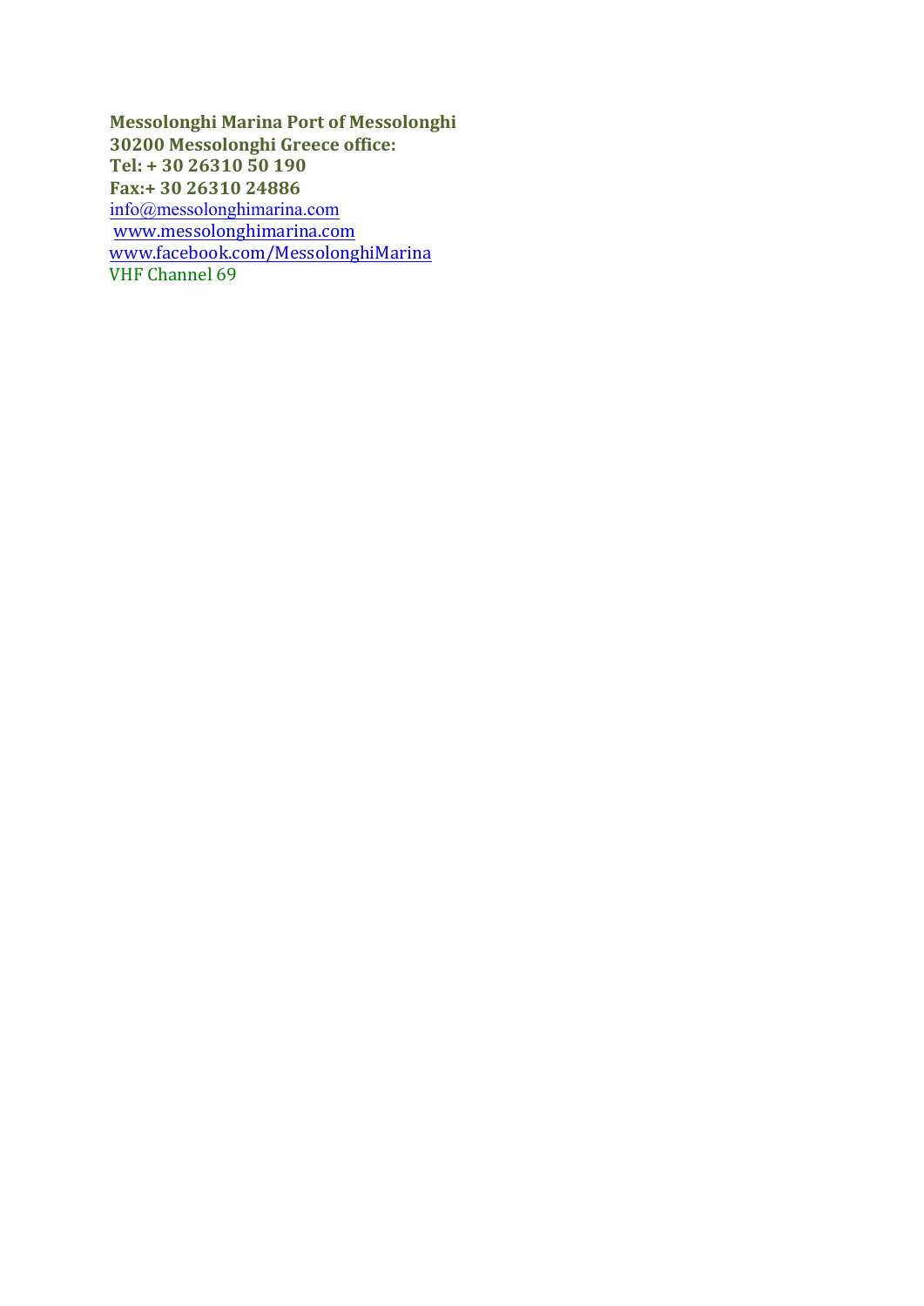**Messolonghi Marina Port of Messolonghi**
**30200 Messolonghi Greece office:**
**Tel: + 30 26310 50 190**
**Fax:+ 30 26310 24886**
info@messolonghimarina.com
www.messolonghimarina.com
www.facebook.com/MessolonghiMarina
VHF Channel 69